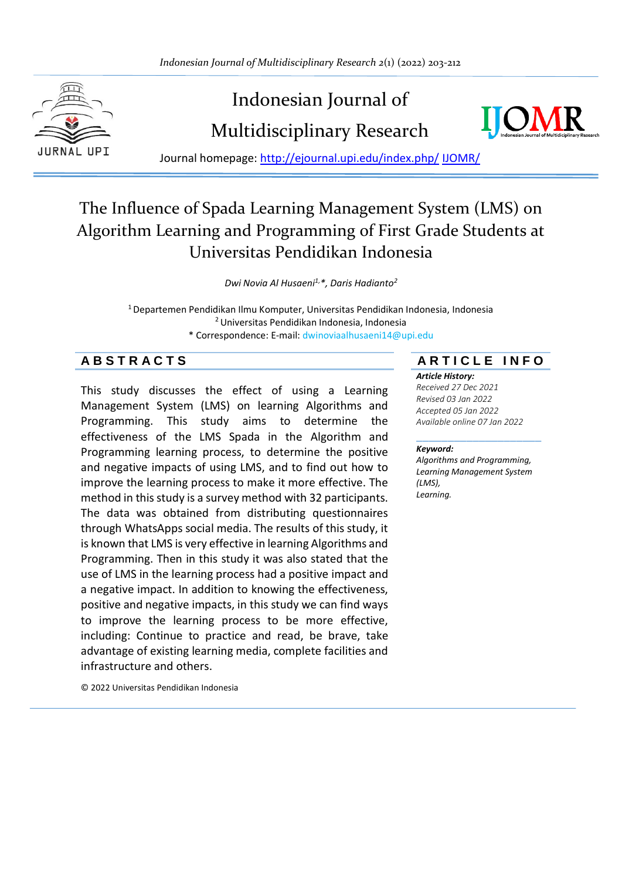Indonesian Journal of Multidisciplinary Research

Journal homepage: http://ejournal.upi.edu/index.php/ IJOMR/

# The Influence of Spada Learning Management System (LMS) on Algorithm Learning and Programming of First Grade Students at Universitas Pendidikan Indonesia

*Dwi Novia Al Husaeni[1,*], Daris Hadianto[2]*

[1] Departemen Pendidikan Ilmu Komputer, Universitas Pendidikan Indonesia, Indonesia
[2] Universitas Pendidikan Indonesia, Indonesia
* Correspondence: E-mail: dwinoviaalhusaeni14@upi.edu

## ABSTRACTS

This study discusses the effect of using a Learning Management System (LMS) on learning Algorithms and Programming. This study aims to determine the effectiveness of the LMS Spada in the Algorithm and Programming learning process, to determine the positive and negative impacts of using LMS, and to find out how to improve the learning process to make it more effective. The method in this study is a survey method with 32 participants. The data was obtained from distributing questionnaires through WhatsApps social media. The results of this study, it is known that LMS is very effective in learning Algorithms and Programming. Then in this study it was also stated that the use of LMS in the learning process had a positive impact and a negative impact. In addition to knowing the effectiveness, positive and negative impacts, in this study we can find ways to improve the learning process to be more effective, including: Continue to practice and read, be brave, take advantage of existing learning media, complete facilities and infrastructure and others.

© 2022 Universitas Pendidikan Indonesia

## ARTICLE INFO

***Article History:***
*Received 27 Dec 2021*
*Revised 03 Jan 2022*
*Accepted 05 Jan 2022*
*Available online 07 Jan 2022*

***Keyword:***
*Algorithms and Programming, Learning Management System (LMS), Learning.*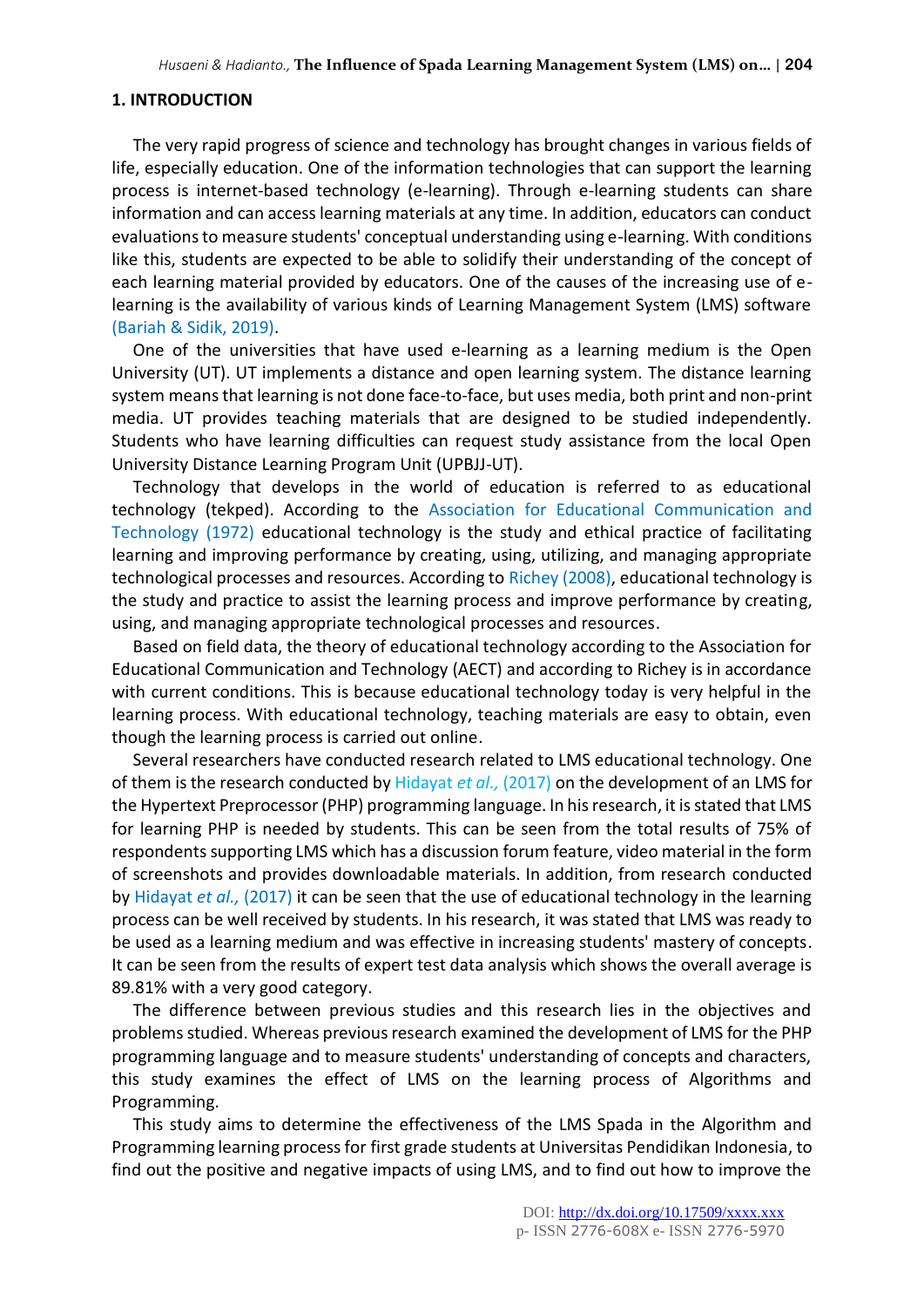## 1. INTRODUCTION

The very rapid progress of science and technology has brought changes in various fields of life, especially education. One of the information technologies that can support the learning process is internet-based technology (e-learning). Through e-learning students can share information and can access learning materials at any time. In addition, educators can conduct evaluations to measure students' conceptual understanding using e-learning. With conditions like this, students are expected to be able to solidify their understanding of the concept of each learning material provided by educators. One of the causes of the increasing use of e-learning is the availability of various kinds of Learning Management System (LMS) software (Bariah & Sidik, 2019).

One of the universities that have used e-learning as a learning medium is the Open University (UT). UT implements a distance and open learning system. The distance learning system means that learning is not done face-to-face, but uses media, both print and non-print media. UT provides teaching materials that are designed to be studied independently. Students who have learning difficulties can request study assistance from the local Open University Distance Learning Program Unit (UPBJJ-UT).

Technology that develops in the world of education is referred to as educational technology (tekped). According to the Association for Educational Communication and Technology (1972) educational technology is the study and ethical practice of facilitating learning and improving performance by creating, using, utilizing, and managing appropriate technological processes and resources. According to Richey (2008), educational technology is the study and practice to assist the learning process and improve performance by creating, using, and managing appropriate technological processes and resources.

Based on field data, the theory of educational technology according to the Association for Educational Communication and Technology (AECT) and according to Richey is in accordance with current conditions. This is because educational technology today is very helpful in the learning process. With educational technology, teaching materials are easy to obtain, even though the learning process is carried out online.

Several researchers have conducted research related to LMS educational technology. One of them is the research conducted by Hidayat *et al.,* (2017) on the development of an LMS for the Hypertext Preprocessor (PHP) programming language. In his research, it is stated that LMS for learning PHP is needed by students. This can be seen from the total results of 75% of respondents supporting LMS which has a discussion forum feature, video material in the form of screenshots and provides downloadable materials. In addition, from research conducted by Hidayat *et al.,* (2017) it can be seen that the use of educational technology in the learning process can be well received by students. In his research, it was stated that LMS was ready to be used as a learning medium and was effective in increasing students' mastery of concepts. It can be seen from the results of expert test data analysis which shows the overall average is 89.81% with a very good category.

The difference between previous studies and this research lies in the objectives and problems studied. Whereas previous research examined the development of LMS for the PHP programming language and to measure students' understanding of concepts and characters, this study examines the effect of LMS on the learning process of Algorithms and Programming.

This study aims to determine the effectiveness of the LMS Spada in the Algorithm and Programming learning process for first grade students at Universitas Pendidikan Indonesia, to find out the positive and negative impacts of using LMS, and to find out how to improve the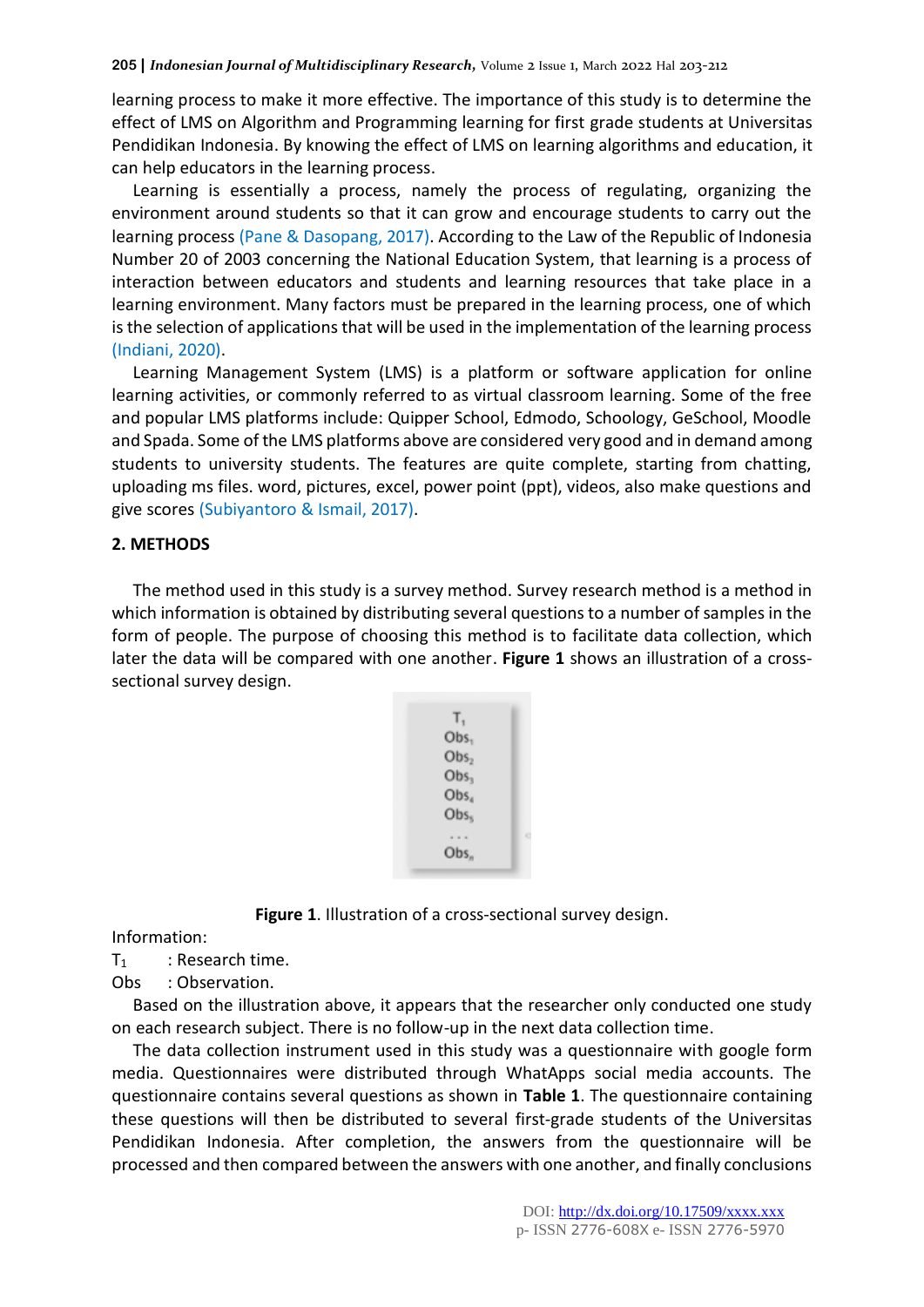learning process to make it more effective. The importance of this study is to determine the effect of LMS on Algorithm and Programming learning for first grade students at Universitas Pendidikan Indonesia. By knowing the effect of LMS on learning algorithms and education, it can help educators in the learning process.

Learning is essentially a process, namely the process of regulating, organizing the environment around students so that it can grow and encourage students to carry out the learning process (Pane & Dasopang, 2017). According to the Law of the Republic of Indonesia Number 20 of 2003 concerning the National Education System, that learning is a process of interaction between educators and students and learning resources that take place in a learning environment. Many factors must be prepared in the learning process, one of which is the selection of applications that will be used in the implementation of the learning process (Indiani, 2020).

Learning Management System (LMS) is a platform or software application for online learning activities, or commonly referred to as virtual classroom learning. Some of the free and popular LMS platforms include: Quipper School, Edmodo, Schoology, GeSchool, Moodle and Spada. Some of the LMS platforms above are considered very good and in demand among students to university students. The features are quite complete, starting from chatting, uploading ms files. word, pictures, excel, power point (ppt), videos, also make questions and give scores (Subiyantoro & Ismail, 2017).

## 2. METHODS

The method used in this study is a survey method. Survey research method is a method in which information is obtained by distributing several questions to a number of samples in the form of people. The purpose of choosing this method is to facilitate data collection, which later the data will be compared with one another. **Figure 1** shows an illustration of a cross-sectional survey design.

$T_1$
$Obs_1$
$Obs_2$
$Obs_3$
$Obs_4$
$Obs_5$
...
$Obs_n$

**Figure 1**. Illustration of a cross-sectional survey design.

Information:

$T_1$ : Research time.

Obs : Observation.

Based on the illustration above, it appears that the researcher only conducted one study on each research subject. There is no follow-up in the next data collection time.

The data collection instrument used in this study was a questionnaire with google form media. Questionnaires were distributed through WhatApps social media accounts. The questionnaire contains several questions as shown in **Table 1**. The questionnaire containing these questions will then be distributed to several first-grade students of the Universitas Pendidikan Indonesia. After completion, the answers from the questionnaire will be processed and then compared between the answers with one another, and finally conclusions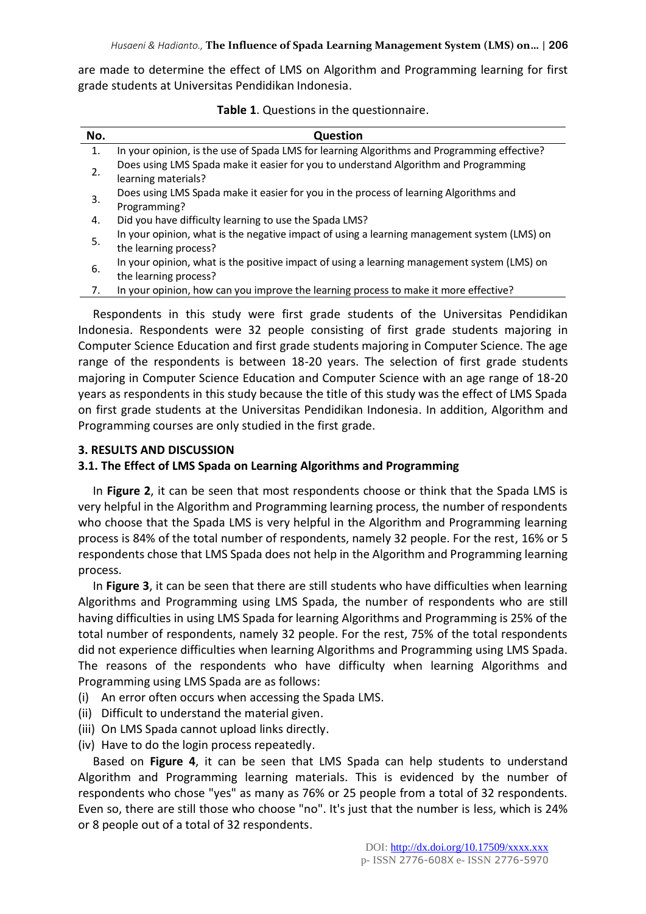are made to determine the effect of LMS on Algorithm and Programming learning for first grade students at Universitas Pendidikan Indonesia.

**Table 1**. Questions in the questionnaire.

| No. | Question |
|---|---|
| 1. | In your opinion, is the use of Spada LMS for learning Algorithms and Programming effective? |
| 2. | Does using LMS Spada make it easier for you to understand Algorithm and Programming learning materials? |
| 3. | Does using LMS Spada make it easier for you in the process of learning Algorithms and Programming? |
| 4. | Did you have difficulty learning to use the Spada LMS? |
| 5. | In your opinion, what is the negative impact of using a learning management system (LMS) on the learning process? |
| 6. | In your opinion, what is the positive impact of using a learning management system (LMS) on the learning process? |
| 7. | In your opinion, how can you improve the learning process to make it more effective? |

Respondents in this study were first grade students of the Universitas Pendidikan Indonesia. Respondents were 32 people consisting of first grade students majoring in Computer Science Education and first grade students majoring in Computer Science. The age range of the respondents is between 18-20 years. The selection of first grade students majoring in Computer Science Education and Computer Science with an age range of 18-20 years as respondents in this study because the title of this study was the effect of LMS Spada on first grade students at the Universitas Pendidikan Indonesia. In addition, Algorithm and Programming courses are only studied in the first grade.

## 3. RESULTS AND DISCUSSION

### 3.1. The Effect of LMS Spada on Learning Algorithms and Programming

In **Figure 2**, it can be seen that most respondents choose or think that the Spada LMS is very helpful in the Algorithm and Programming learning process, the number of respondents who choose that the Spada LMS is very helpful in the Algorithm and Programming learning process is 84% of the total number of respondents, namely 32 people. For the rest, 16% or 5 respondents chose that LMS Spada does not help in the Algorithm and Programming learning process.

In **Figure 3**, it can be seen that there are still students who have difficulties when learning Algorithms and Programming using LMS Spada, the number of respondents who are still having difficulties in using LMS Spada for learning Algorithms and Programming is 25% of the total number of respondents, namely 32 people. For the rest, 75% of the total respondents did not experience difficulties when learning Algorithms and Programming using LMS Spada. The reasons of the respondents who have difficulty when learning Algorithms and Programming using LMS Spada are as follows:

(i) An error often occurs when accessing the Spada LMS.
(ii) Difficult to understand the material given.
(iii) On LMS Spada cannot upload links directly.
(iv) Have to do the login process repeatedly.

Based on **Figure 4**, it can be seen that LMS Spada can help students to understand Algorithm and Programming learning materials. This is evidenced by the number of respondents who chose "yes" as many as 76% or 25 people from a total of 32 respondents. Even so, there are still those who choose "no". It's just that the number is less, which is 24% or 8 people out of a total of 32 respondents.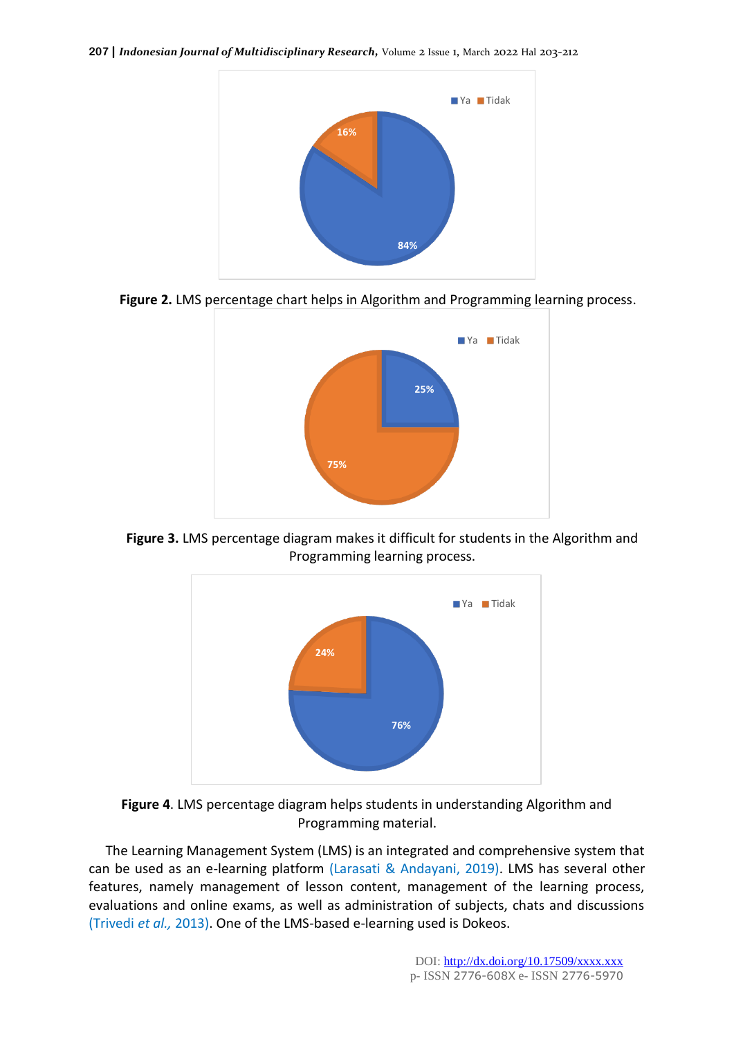**Figure 2.** LMS percentage chart helps in Algorithm and Programming learning process.

**Figure 3.** LMS percentage diagram makes it difficult for students in the Algorithm and Programming learning process.

**Figure 4**. LMS percentage diagram helps students in understanding Algorithm and Programming material.

The Learning Management System (LMS) is an integrated and comprehensive system that can be used as an e-learning platform (Larasati & Andayani, 2019). LMS has several other features, namely management of lesson content, management of the learning process, evaluations and online exams, as well as administration of subjects, chats and discussions (Trivedi *et al.,* 2013). One of the LMS-based e-learning used is Dokeos.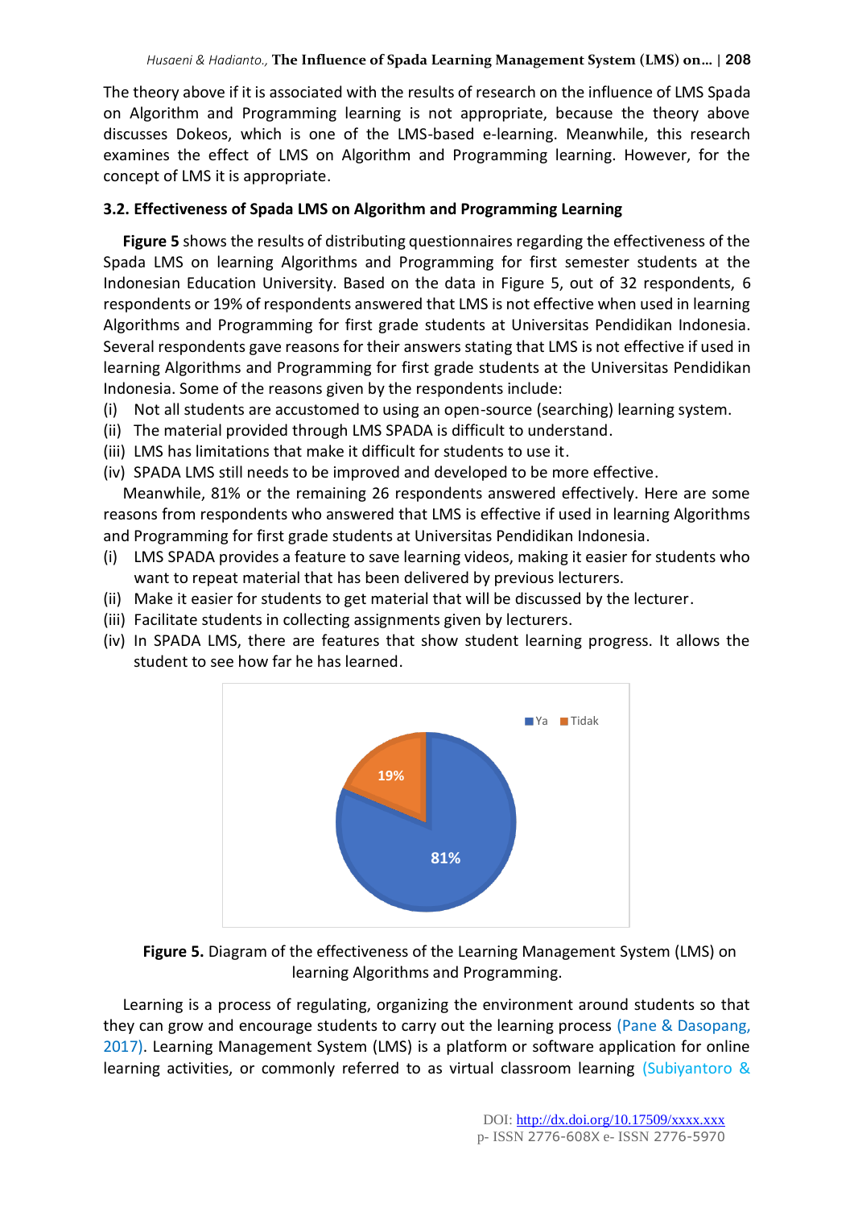The theory above if it is associated with the results of research on the influence of LMS Spada on Algorithm and Programming learning is not appropriate, because the theory above discusses Dokeos, which is one of the LMS-based e-learning. Meanwhile, this research examines the effect of LMS on Algorithm and Programming learning. However, for the concept of LMS it is appropriate.

### 3.2. Effectiveness of Spada LMS on Algorithm and Programming Learning

**Figure 5** shows the results of distributing questionnaires regarding the effectiveness of the Spada LMS on learning Algorithms and Programming for first semester students at the Indonesian Education University. Based on the data in Figure 5, out of 32 respondents, 6 respondents or 19% of respondents answered that LMS is not effective when used in learning Algorithms and Programming for first grade students at Universitas Pendidikan Indonesia. Several respondents gave reasons for their answers stating that LMS is not effective if used in learning Algorithms and Programming for first grade students at the Universitas Pendidikan Indonesia. Some of the reasons given by the respondents include:

(i) Not all students are accustomed to using an open-source (searching) learning system.
(ii) The material provided through LMS SPADA is difficult to understand.
(iii) LMS has limitations that make it difficult for students to use it.
(iv) SPADA LMS still needs to be improved and developed to be more effective.

Meanwhile, 81% or the remaining 26 respondents answered effectively. Here are some reasons from respondents who answered that LMS is effective if used in learning Algorithms and Programming for first grade students at Universitas Pendidikan Indonesia.

(i) LMS SPADA provides a feature to save learning videos, making it easier for students who want to repeat material that has been delivered by previous lecturers.
(ii) Make it easier for students to get material that will be discussed by the lecturer.
(iii) Facilitate students in collecting assignments given by lecturers.
(iv) In SPADA LMS, there are features that show student learning progress. It allows the student to see how far he has learned.

**Figure 5.** Diagram of the effectiveness of the Learning Management System (LMS) on learning Algorithms and Programming.

Learning is a process of regulating, organizing the environment around students so that they can grow and encourage students to carry out the learning process (Pane & Dasopang, 2017). Learning Management System (LMS) is a platform or software application for online learning activities, or commonly referred to as virtual classroom learning (Subiyantoro &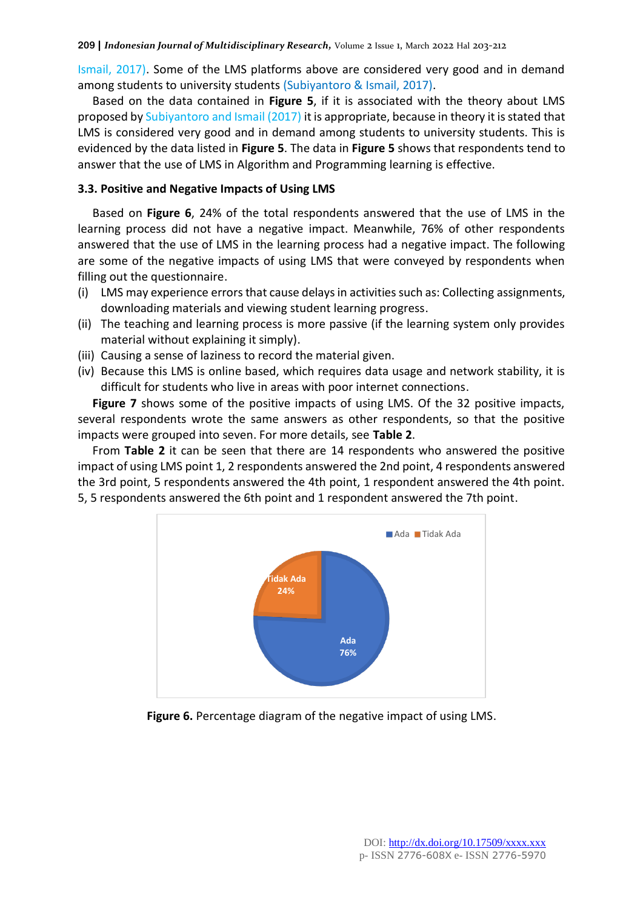Ismail, 2017). Some of the LMS platforms above are considered very good and in demand among students to university students (Subiyantoro & Ismail, 2017).

Based on the data contained in **Figure 5**, if it is associated with the theory about LMS proposed by Subiyantoro and Ismail (2017) it is appropriate, because in theory it is stated that LMS is considered very good and in demand among students to university students. This is evidenced by the data listed in **Figure 5**. The data in **Figure 5** shows that respondents tend to answer that the use of LMS in Algorithm and Programming learning is effective.

### 3.3. Positive and Negative Impacts of Using LMS

Based on **Figure 6**, 24% of the total respondents answered that the use of LMS in the learning process did not have a negative impact. Meanwhile, 76% of other respondents answered that the use of LMS in the learning process had a negative impact. The following are some of the negative impacts of using LMS that were conveyed by respondents when filling out the questionnaire.

(i) LMS may experience errors that cause delays in activities such as: Collecting assignments, downloading materials and viewing student learning progress.
(ii) The teaching and learning process is more passive (if the learning system only provides material without explaining it simply).
(iii) Causing a sense of laziness to record the material given.
(iv) Because this LMS is online based, which requires data usage and network stability, it is difficult for students who live in areas with poor internet connections.

**Figure 7** shows some of the positive impacts of using LMS. Of the 32 positive impacts, several respondents wrote the same answers as other respondents, so that the positive impacts were grouped into seven. For more details, see **Table 2**.

From **Table 2** it can be seen that there are 14 respondents who answered the positive impact of using LMS point 1, 2 respondents answered the 2nd point, 4 respondents answered the 3rd point, 5 respondents answered the 4th point, 1 respondent answered the 4th point. 5, 5 respondents answered the 6th point and 1 respondent answered the 7th point.

**Figure 6.** Percentage diagram of the negative impact of using LMS.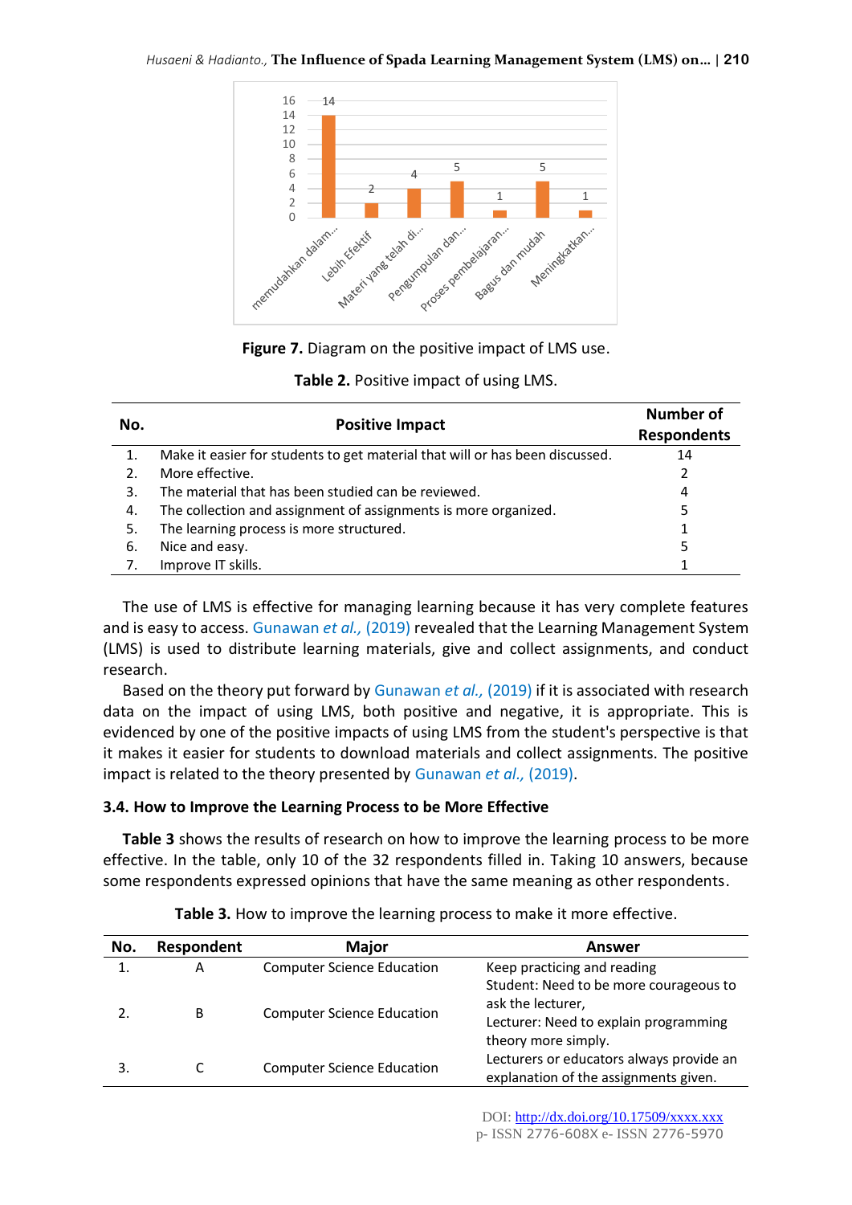**Figure 7.** Diagram on the positive impact of LMS use.

**Table 2.** Positive impact of using LMS.

| No. | Positive Impact | Number of Respondents |
|---|---|---|
| 1. | Make it easier for students to get material that will or has been discussed. | 14 |
| 2. | More effective. | 2 |
| 3. | The material that has been studied can be reviewed. | 4 |
| 4. | The collection and assignment of assignments is more organized. | 5 |
| 5. | The learning process is more structured. | 1 |
| 6. | Nice and easy. | 5 |
| 7. | Improve IT skills. | 1 |

The use of LMS is effective for managing learning because it has very complete features and is easy to access. Gunawan *et al.,* (2019) revealed that the Learning Management System (LMS) is used to distribute learning materials, give and collect assignments, and conduct research.

Based on the theory put forward by Gunawan *et al.,* (2019) if it is associated with research data on the impact of using LMS, both positive and negative, it is appropriate. This is evidenced by one of the positive impacts of using LMS from the student's perspective is that it makes it easier for students to download materials and collect assignments. The positive impact is related to the theory presented by Gunawan *et al.,* (2019).

### 3.4. How to Improve the Learning Process to be More Effective

**Table 3** shows the results of research on how to improve the learning process to be more effective. In the table, only 10 of the 32 respondents filled in. Taking 10 answers, because some respondents expressed opinions that have the same meaning as other respondents.

**Table 3.** How to improve the learning process to make it more effective.

| No. | Respondent | Major | Answer |
|---|---|---|---|
| 1. | A | Computer Science Education | Keep practicing and reading |
| 2. | B | Computer Science Education | Student: Need to be more courageous to ask the lecturer, Lecturer: Need to explain programming theory more simply. |
| 3. | C | Computer Science Education | Lecturers or educators always provide an explanation of the assignments given. |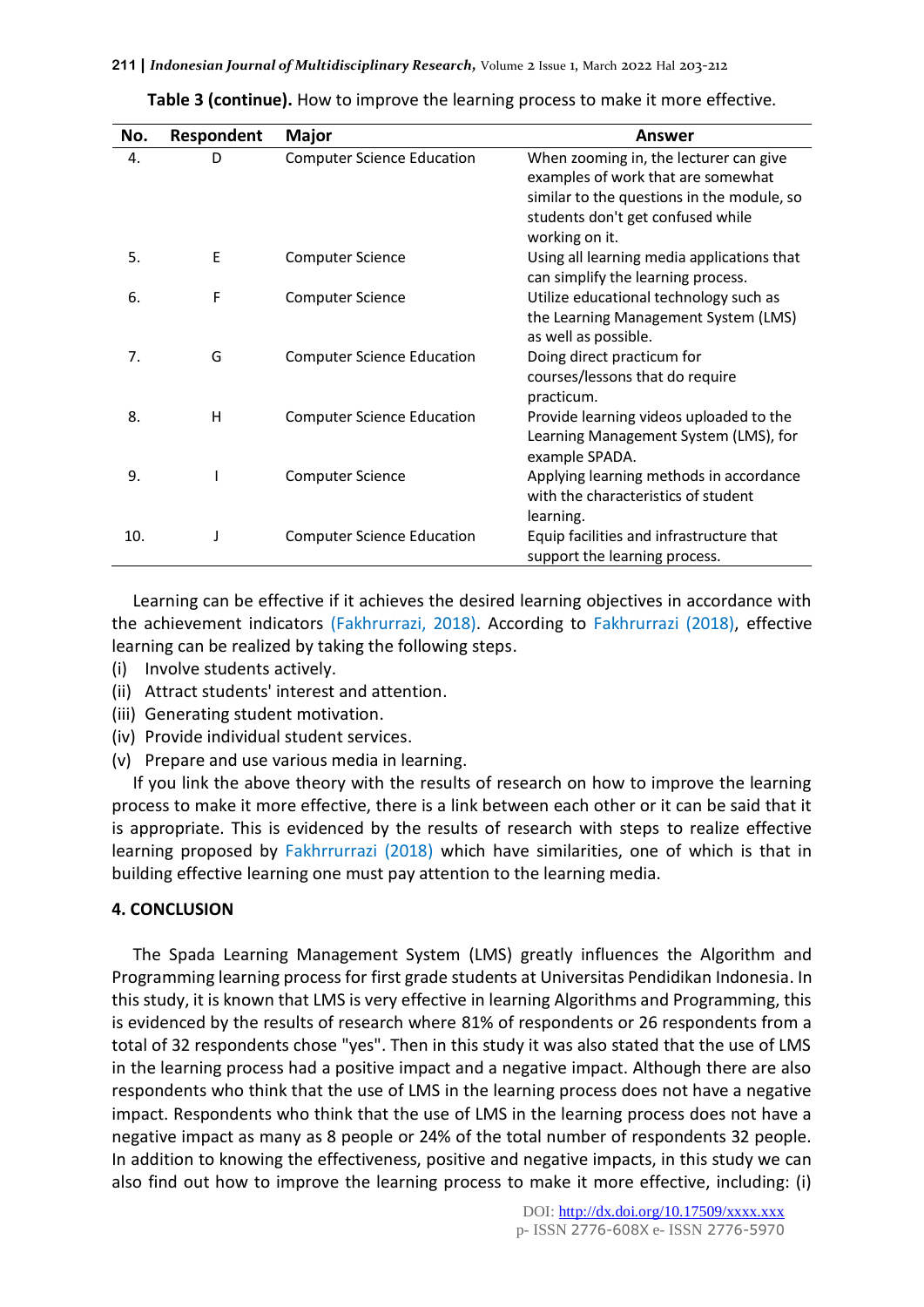**Table 3 (continue).** How to improve the learning process to make it more effective.

| No. | Respondent | Major | Answer |
|---|---|---|---|
| 4. | D | Computer Science Education | When zooming in, the lecturer can give examples of work that are somewhat similar to the questions in the module, so students don't get confused while working on it. |
| 5. | E | Computer Science | Using all learning media applications that can simplify the learning process. |
| 6. | F | Computer Science | Utilize educational technology such as the Learning Management System (LMS) as well as possible. |
| 7. | G | Computer Science Education | Doing direct practicum for courses/lessons that do require practicum. |
| 8. | H | Computer Science Education | Provide learning videos uploaded to the Learning Management System (LMS), for example SPADA. |
| 9. | I | Computer Science | Applying learning methods in accordance with the characteristics of student learning. |
| 10. | J | Computer Science Education | Equip facilities and infrastructure that support the learning process. |

Learning can be effective if it achieves the desired learning objectives in accordance with the achievement indicators (Fakhrurrazi, 2018). According to Fakhrurrazi (2018), effective learning can be realized by taking the following steps.

(i) Involve students actively.
(ii) Attract students' interest and attention.
(iii) Generating student motivation.
(iv) Provide individual student services.
(v) Prepare and use various media in learning.

If you link the above theory with the results of research on how to improve the learning process to make it more effective, there is a link between each other or it can be said that it is appropriate. This is evidenced by the results of research with steps to realize effective learning proposed by Fakhrrurrazi (2018) which have similarities, one of which is that in building effective learning one must pay attention to the learning media.

## 4. CONCLUSION

The Spada Learning Management System (LMS) greatly influences the Algorithm and Programming learning process for first grade students at Universitas Pendidikan Indonesia. In this study, it is known that LMS is very effective in learning Algorithms and Programming, this is evidenced by the results of research where 81% of respondents or 26 respondents from a total of 32 respondents chose "yes". Then in this study it was also stated that the use of LMS in the learning process had a positive impact and a negative impact. Although there are also respondents who think that the use of LMS in the learning process does not have a negative impact. Respondents who think that the use of LMS in the learning process does not have a negative impact as many as 8 people or 24% of the total number of respondents 32 people. In addition to knowing the effectiveness, positive and negative impacts, in this study we can also find out how to improve the learning process to make it more effective, including: (i)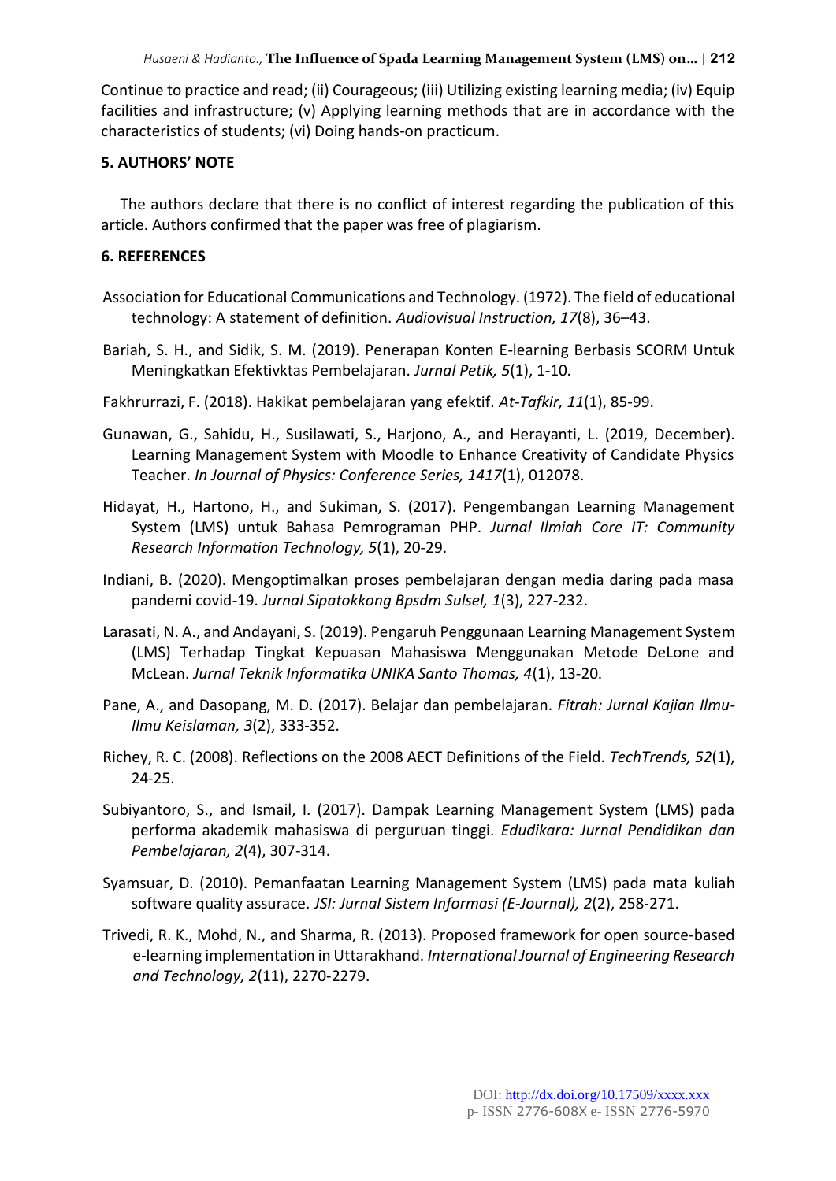Continue to practice and read; (ii) Courageous; (iii) Utilizing existing learning media; (iv) Equip facilities and infrastructure; (v) Applying learning methods that are in accordance with the characteristics of students; (vi) Doing hands-on practicum.

## 5. AUTHORS' NOTE

The authors declare that there is no conflict of interest regarding the publication of this article. Authors confirmed that the paper was free of plagiarism.

## 6. REFERENCES

Association for Educational Communications and Technology. (1972). The field of educational technology: A statement of definition. *Audiovisual Instruction, 17*(8), 36–43.

Bariah, S. H., and Sidik, S. M. (2019). Penerapan Konten E-learning Berbasis SCORM Untuk Meningkatkan Efektivktas Pembelajaran. *Jurnal Petik, 5*(1), 1-10.

Fakhrurrazi, F. (2018). Hakikat pembelajaran yang efektif. *At-Tafkir, 11*(1), 85-99.

Gunawan, G., Sahidu, H., Susilawati, S., Harjono, A., and Herayanti, L. (2019, December). Learning Management System with Moodle to Enhance Creativity of Candidate Physics Teacher. *In Journal of Physics: Conference Series, 1417*(1), 012078.

Hidayat, H., Hartono, H., and Sukiman, S. (2017). Pengembangan Learning Management System (LMS) untuk Bahasa Pemrograman PHP. *Jurnal Ilmiah Core IT: Community Research Information Technology, 5*(1), 20-29.

Indiani, B. (2020). Mengoptimalkan proses pembelajaran dengan media daring pada masa pandemi covid-19. *Jurnal Sipatokkong Bpsdm Sulsel, 1*(3), 227-232.

Larasati, N. A., and Andayani, S. (2019). Pengaruh Penggunaan Learning Management System (LMS) Terhadap Tingkat Kepuasan Mahasiswa Menggunakan Metode DeLone and McLean. *Jurnal Teknik Informatika UNIKA Santo Thomas, 4*(1), 13-20.

Pane, A., and Dasopang, M. D. (2017). Belajar dan pembelajaran. *Fitrah: Jurnal Kajian Ilmu-Ilmu Keislaman, 3*(2), 333-352.

Richey, R. C. (2008). Reflections on the 2008 AECT Definitions of the Field. *TechTrends, 52*(1), 24-25.

Subiyantoro, S., and Ismail, I. (2017). Dampak Learning Management System (LMS) pada performa akademik mahasiswa di perguruan tinggi. *Edudikara: Jurnal Pendidikan dan Pembelajaran, 2*(4), 307-314.

Syamsuar, D. (2010). Pemanfaatan Learning Management System (LMS) pada mata kuliah software quality assurace. *JSI: Jurnal Sistem Informasi (E-Journal), 2*(2), 258-271.

Trivedi, R. K., Mohd, N., and Sharma, R. (2013). Proposed framework for open source-based e-learning implementation in Uttarakhand. *International Journal of Engineering Research and Technology, 2*(11), 2270-2279.